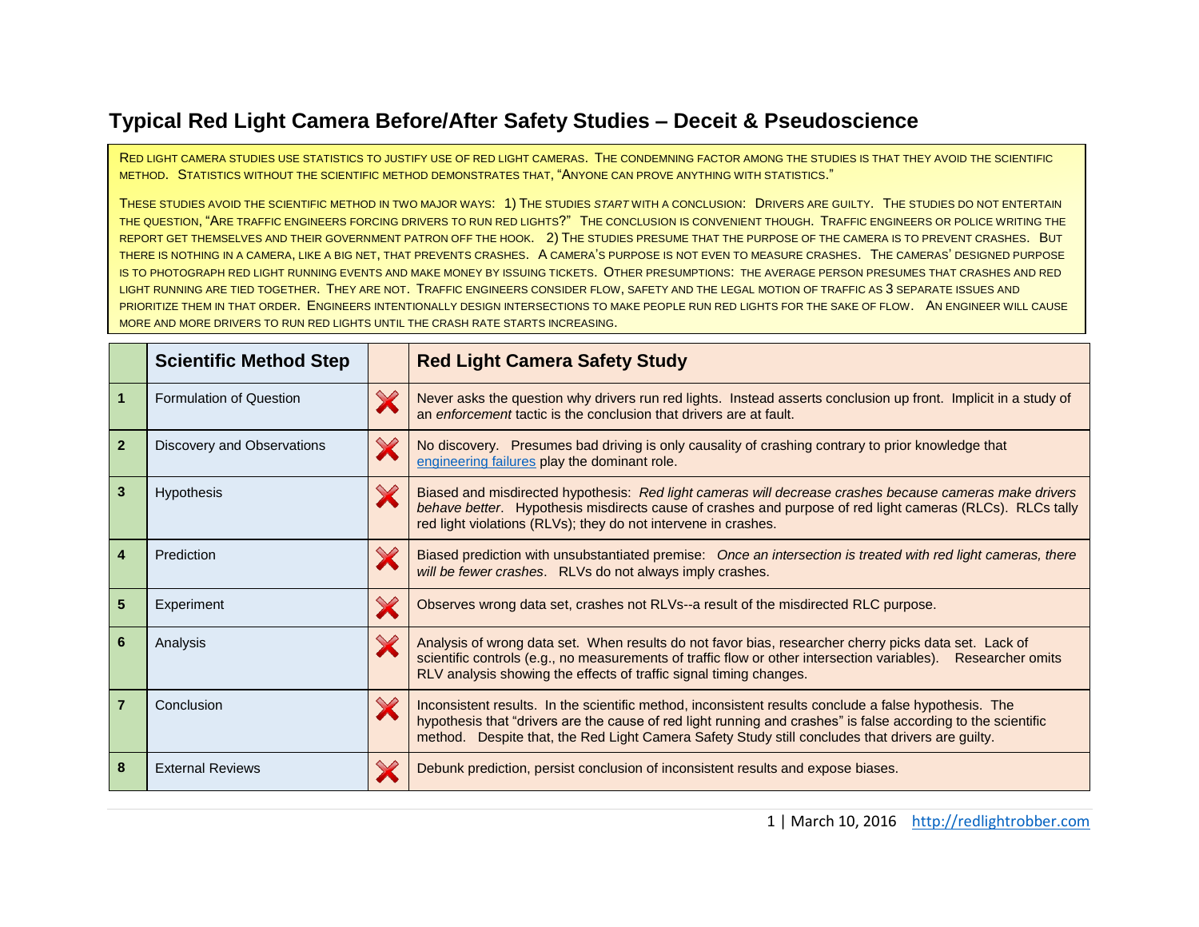# Typical Red Light Camera Before/After Safety Studies – Deceit & Pseudoscience

RED LIGHT CAMERA STUDIES USE STATISTICS TO JUSTIFY USE OF RED LIGHT CAMERAS. THE CONDEMNING FACTOR AMONG THE STUDIES IS THAT THEY AVOID THE SCIENTIFIC METHOD. STATISTICS WITHOUT THE SCIENTIFIC METHOD DEMONSTRATES THAT, "ANYONE CAN PROVE ANYTHING WITH STATISTICS."

THESE STUDIES AVOID THE SCIENTIFIC METHOD IN TWO MAJOR WAYS: 1) THE STUDIES *START* WITH A CONCLUSION: DRIVERS ARE GUILTY. THE STUDIES DO NOT ENTERTAIN THE QUESTION, "ARE TRAFFIC ENGINEERS FORCING DRIVERS TO RUN RED LIGHTS?" THE CONCLUSION IS CONVENIENT THOUGH. TRAFFIC ENGINEERS OR POLICE WRITING THE REPORT GET THEMSELVES AND THEIR GOVERNMENT PATRON OFF THE HOOK. 2) THE STUDIES PRESUME THAT THE PURPOSE OF THE CAMERA IS TO PREVENT CRASHES. BUT THERE IS NOTHING IN A CAMERA, LIKE A BIG NET, THAT PREVENTS CRASHES. A CAMERA'S PURPOSE IS NOT EVEN TO MEASURE CRASHES. THE CAMERAS' DESIGNED PURPOSE IS TO PHOTOGRAPH RED LIGHT RUNNING EVENTS AND MAKE MONEY BY ISSUING TICKETS. OTHER PRESUMPTIONS: THE AVERAGE PERSON PRESUMES THAT CRASHES AND RED LIGHT RUNNING ARE TIED TOGETHER. THEY ARE NOT. TRAFFIC ENGINEERS CONSIDER FLOW, SAFETY AND THE LEGAL MOTION OF TRAFFIC AS 3 SEPARATE ISSUES AND PRIORITIZE THEM IN THAT ORDER. ENGINEERS INTENTIONALLY DESIGN INTERSECTIONS TO MAKE PEOPLE RUN RED LIGHTS FOR THE SAKE OF FLOW. AN ENGINEER WILL CAUSE MORE AND MORE DRIVERS TO RUN RED LIGHTS UNTIL THE CRASH RATE STARTS INCREASING.

| | Scientific Method Step | | Red Light Camera Safety Study |
|---|---|---|---|
| 1 | Formulation of Question | ✗ | Never asks the question why drivers run red lights. Instead asserts conclusion up front. Implicit in a study of an *enforcement* tactic is the conclusion that drivers are at fault. |
| 2 | Discovery and Observations | ✗ | No discovery. Presumes bad driving is only causality of crashing contrary to prior knowledge that engineering failures play the dominant role. |
| 3 | Hypothesis | ✗ | Biased and misdirected hypothesis: *Red light cameras will decrease crashes because cameras make drivers behave better*. Hypothesis misdirects cause of crashes and purpose of red light cameras (RLCs). RLCs tally red light violations (RLVs); they do not intervene in crashes. |
| 4 | Prediction | ✗ | Biased prediction with unsubstantiated premise: *Once an intersection is treated with red light cameras, there will be fewer crashes*. RLVs do not always imply crashes. |
| 5 | Experiment | ✗ | Observes wrong data set, crashes not RLVs--a result of the misdirected RLC purpose. |
| 6 | Analysis | ✗ | Analysis of wrong data set. When results do not favor bias, researcher cherry picks data set. Lack of scientific controls (e.g., no measurements of traffic flow or other intersection variables). Researcher omits RLV analysis showing the effects of traffic signal timing changes. |
| 7 | Conclusion | ✗ | Inconsistent results. In the scientific method, inconsistent results conclude a false hypothesis. The hypothesis that "drivers are the cause of red light running and crashes" is false according to the scientific method. Despite that, the Red Light Camera Safety Study still concludes that drivers are guilty. |
| 8 | External Reviews | ✗ | Debunk prediction, persist conclusion of inconsistent results and expose biases. |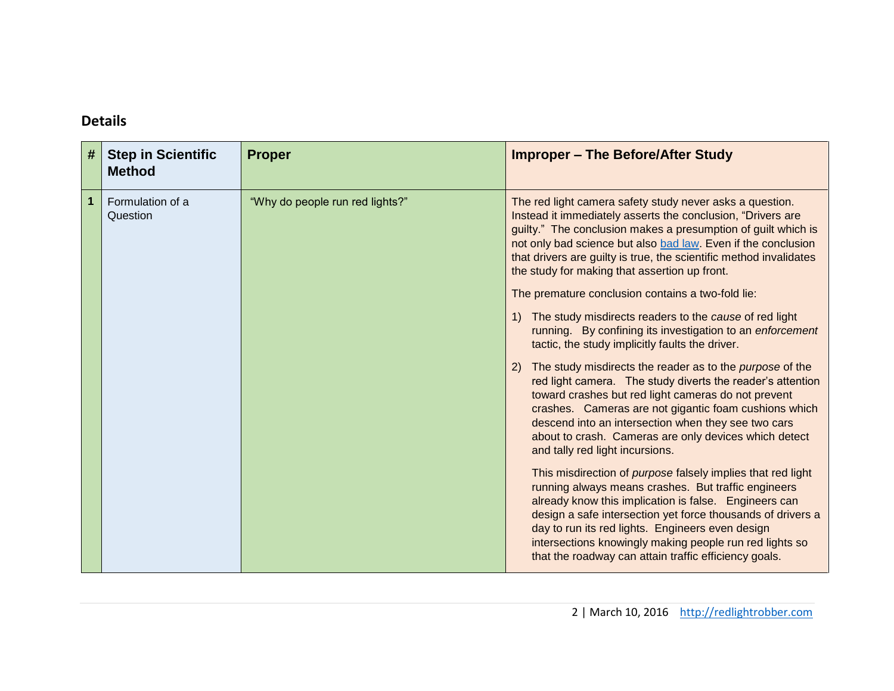## Details

| # | Step in Scientific Method | Proper | Improper – The Before/After Study |
|---|---|---|---|
| 1 | Formulation of a Question | "Why do people run red lights?" | The red light camera safety study never asks a question. Instead it immediately asserts the conclusion, "Drivers are guilty." The conclusion makes a presumption of guilt which is not only bad science but also [bad law](). Even if the conclusion that drivers are guilty is true, the scientific method invalidates the study for making that assertion up front.<br><br>The premature conclusion contains a two-fold lie:<br><br>1) The study misdirects readers to the *cause* of red light running. By confining its investigation to an *enforcement* tactic, the study implicitly faults the driver.<br><br>2) The study misdirects the reader as to the *purpose* of the red light camera. The study diverts the reader's attention toward crashes but red light cameras do not prevent crashes. Cameras are not gigantic foam cushions which descend into an intersection when they see two cars about to crash. Cameras are only devices which detect and tally red light incursions.<br><br>This misdirection of *purpose* falsely implies that red light running always means crashes. But traffic engineers already know this implication is false. Engineers can design a safe intersection yet force thousands of drivers a day to run its red lights. Engineers even design intersections knowingly making people run red lights so that the roadway can attain traffic efficiency goals. |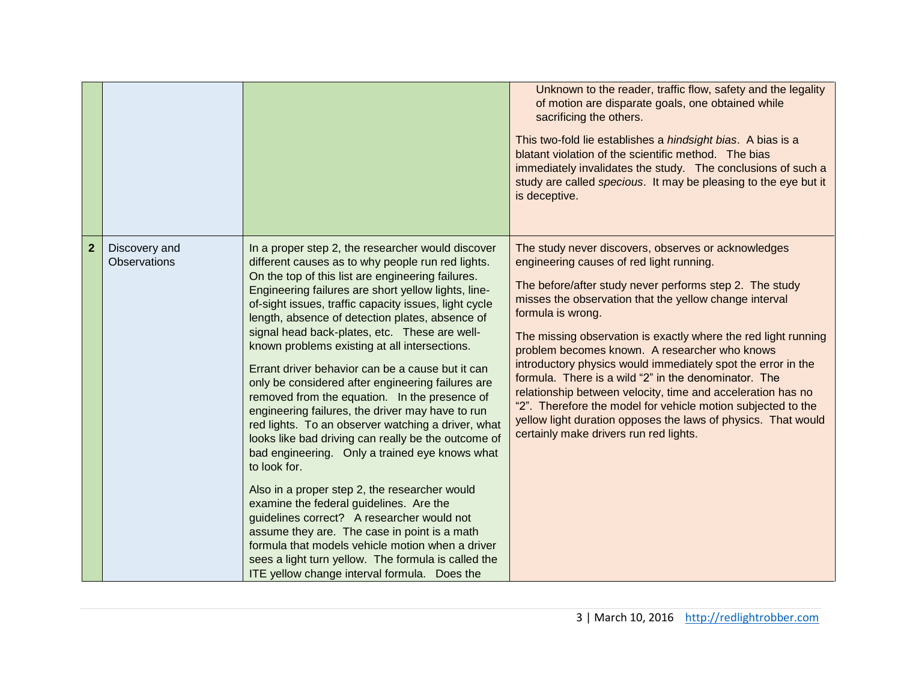| | | | |
|---|---|---|---|
| | | | Unknown to the reader, traffic flow, safety and the legality of motion are disparate goals, one obtained while sacrificing the others.<br><br>This two-fold lie establishes a *hindsight bias*. A bias is a blatant violation of the scientific method. The bias immediately invalidates the study. The conclusions of such a study are called *specious*. It may be pleasing to the eye but it is deceptive. |
| **2** | Discovery and Observations | In a proper step 2, the researcher would discover different causes as to why people run red lights. On the top of this list are engineering failures. Engineering failures are short yellow lights, line-of-sight issues, traffic capacity issues, light cycle length, absence of detection plates, absence of signal head back-plates, etc. These are well-known problems existing at all intersections.<br><br>Errant driver behavior can be a cause but it can only be considered after engineering failures are removed from the equation. In the presence of engineering failures, the driver may have to run red lights. To an observer watching a driver, what looks like bad driving can really be the outcome of bad engineering. Only a trained eye knows what to look for.<br><br>Also in a proper step 2, the researcher would examine the federal guidelines. Are the guidelines correct? A researcher would not assume they are. The case in point is a math formula that models vehicle motion when a driver sees a light turn yellow. The formula is called the ITE yellow change interval formula. Does the | The study never discovers, observes or acknowledges engineering causes of red light running.<br><br>The before/after study never performs step 2. The study misses the observation that the yellow change interval formula is wrong.<br><br>The missing observation is exactly where the red light running problem becomes known. A researcher who knows introductory physics would immediately spot the error in the formula. There is a wild "2" in the denominator. The relationship between velocity, time and acceleration has no "2". Therefore the model for vehicle motion subjected to the yellow light duration opposes the laws of physics. That would certainly make drivers run red lights. |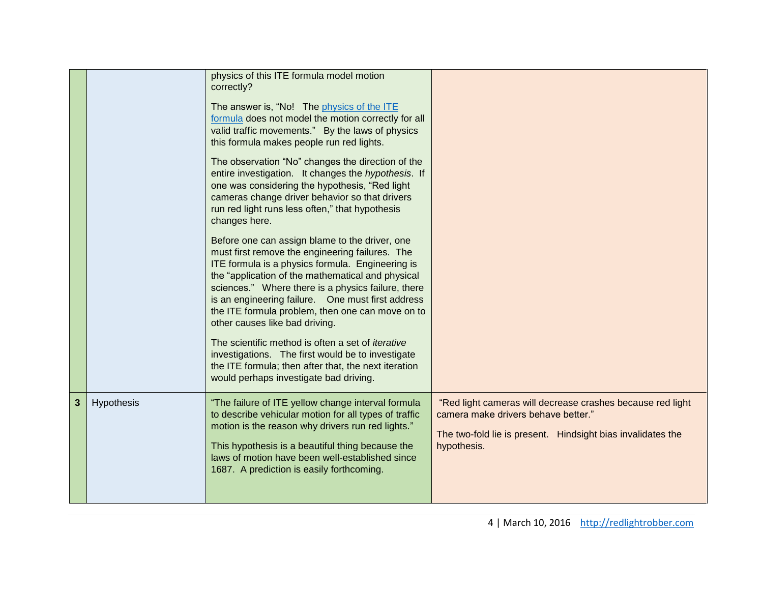| | | | |
|---|---|---|---|
| | | physics of this ITE formula model motion correctly?<br><br>The answer is, "No! The [physics of the ITE formula]() does not model the motion correctly for all valid traffic movements." By the laws of physics this formula makes people run red lights.<br><br>The observation "No" changes the direction of the entire investigation. It changes the *hypothesis*. If one was considering the hypothesis, "Red light cameras change driver behavior so that drivers run red light runs less often," that hypothesis changes here.<br><br>Before one can assign blame to the driver, one must first remove the engineering failures. The ITE formula is a physics formula. Engineering is the "application of the mathematical and physical sciences." Where there is a physics failure, there is an engineering failure. One must first address the ITE formula problem, then one can move on to other causes like bad driving.<br><br>The scientific method is often a set of *iterative* investigations. The first would be to investigate the ITE formula; then after that, the next iteration would perhaps investigate bad driving. | |
| **3** | Hypothesis | "The failure of ITE yellow change interval formula to describe vehicular motion for all types of traffic motion is the reason why drivers run red lights."<br><br>This hypothesis is a beautiful thing because the laws of motion have been well-established since 1687. A prediction is easily forthcoming. | "Red light cameras will decrease crashes because red light camera make drivers behave better."<br><br>The two-fold lie is present. Hindsight bias invalidates the hypothesis. |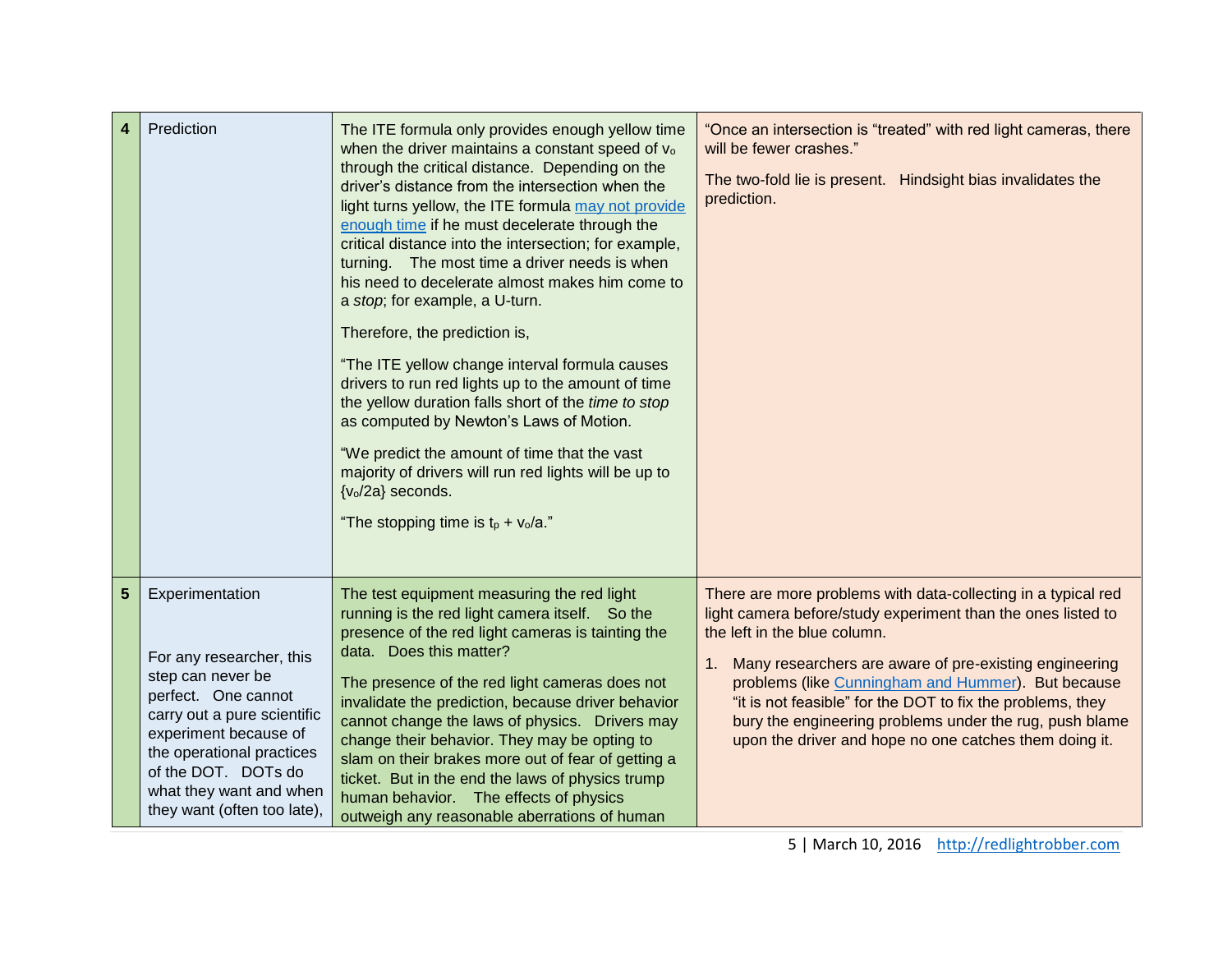| | | | |
|---|---|---|---|
| **4** | Prediction | The ITE formula only provides enough yellow time when the driver maintains a constant speed of $v_o$ through the critical distance. Depending on the driver's distance from the intersection when the light turns yellow, the ITE formula [may not provide enough time](#) if he must decelerate through the critical distance into the intersection; for example, turning. The most time a driver needs is when his need to decelerate almost makes him come to a *stop*; for example, a U-turn.<br><br>Therefore, the prediction is,<br><br>"The ITE yellow change interval formula causes drivers to run red lights up to the amount of time the yellow duration falls short of the *time to stop* as computed by Newton's Laws of Motion.<br><br>"We predict the amount of time that the vast majority of drivers will run red lights will be up to $\{v_o/2a\}$ seconds.<br><br>"The stopping time is $t_p + v_o/a$." | "Once an intersection is "treated" with red light cameras, there will be fewer crashes."<br><br>The two-fold lie is present. Hindsight bias invalidates the prediction. |
| **5** | Experimentation<br><br>For any researcher, this step can never be perfect. One cannot carry out a pure scientific experiment because of the operational practices of the DOT. DOTs do what they want and when they want (often too late), | The test equipment measuring the red light running is the red light camera itself. So the presence of the red light cameras is tainting the data. Does this matter?<br><br>The presence of the red light cameras does not invalidate the prediction, because driver behavior cannot change the laws of physics. Drivers may change their behavior. They may be opting to slam on their brakes more out of fear of getting a ticket. But in the end the laws of physics trump human behavior. The effects of physics outweigh any reasonable aberrations of human | There are more problems with data-collecting in a typical red light camera before/study experiment than the ones listed to the left in the blue column.<br><br>1. Many researchers are aware of pre-existing engineering problems (like [Cunningham and Hummer](#)). But because "it is not feasible" for the DOT to fix the problems, they bury the engineering problems under the rug, push blame upon the driver and hope no one catches them doing it. |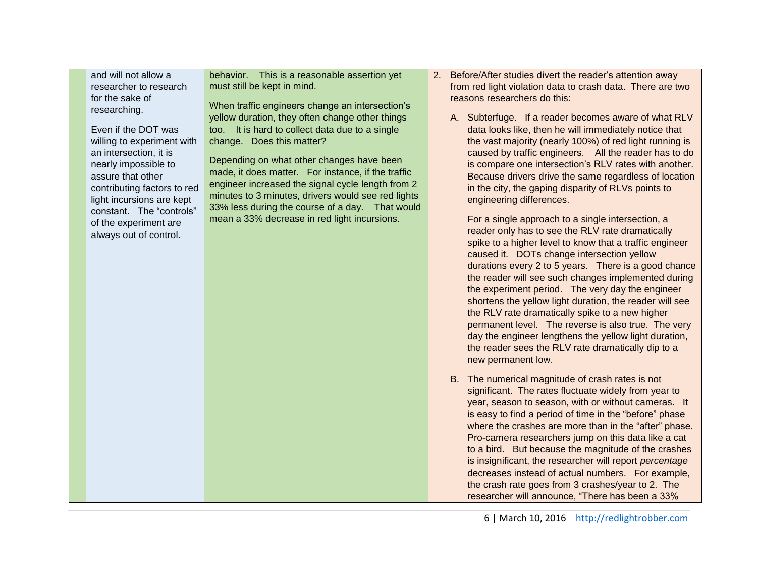| | | | |
|---|---|---|---|
| | and will not allow a researcher to research for the sake of researching.<br><br>Even if the DOT was willing to experiment with an intersection, it is nearly impossible to assure that other contributing factors to red light incursions are kept constant. The "controls" of the experiment are always out of control. | behavior. This is a reasonable assertion yet must still be kept in mind.<br><br>When traffic engineers change an intersection's yellow duration, they often change other things too. It is hard to collect data due to a single change. Does this matter?<br><br>Depending on what other changes have been made, it does matter. For instance, if the traffic engineer increased the signal cycle length from 2 minutes to 3 minutes, drivers would see red lights 33% less during the course of a day. That would mean a 33% decrease in red light incursions. | 2. Before/After studies divert the reader's attention away from red light violation data to crash data. There are two reasons researchers do this:<br><br>A. Subterfuge. If a reader becomes aware of what RLV data looks like, then he will immediately notice that the vast majority (nearly 100%) of red light running is caused by traffic engineers. All the reader has to do is compare one intersection's RLV rates with another. Because drivers drive the same regardless of location in the city, the gaping disparity of RLVs points to engineering differences.<br><br>For a single approach to a single intersection, a reader only has to see the RLV rate dramatically spike to a higher level to know that a traffic engineer caused it. DOTs change intersection yellow durations every 2 to 5 years. There is a good chance the reader will see such changes implemented during the experiment period. The very day the engineer shortens the yellow light duration, the reader will see the RLV rate dramatically spike to a new higher permanent level. The reverse is also true. The very day the engineer lengthens the yellow light duration, the reader sees the RLV rate dramatically dip to a new permanent low.<br><br>B. The numerical magnitude of crash rates is not significant. The rates fluctuate widely from year to year, season to season, with or without cameras. It is easy to find a period of time in the "before" phase where the crashes are more than in the "after" phase. Pro-camera researchers jump on this data like a cat to a bird. But because the magnitude of the crashes is insignificant, the researcher will report *percentage* decreases instead of actual numbers. For example, the crash rate goes from 3 crashes/year to 2. The researcher will announce, "There has been a 33% |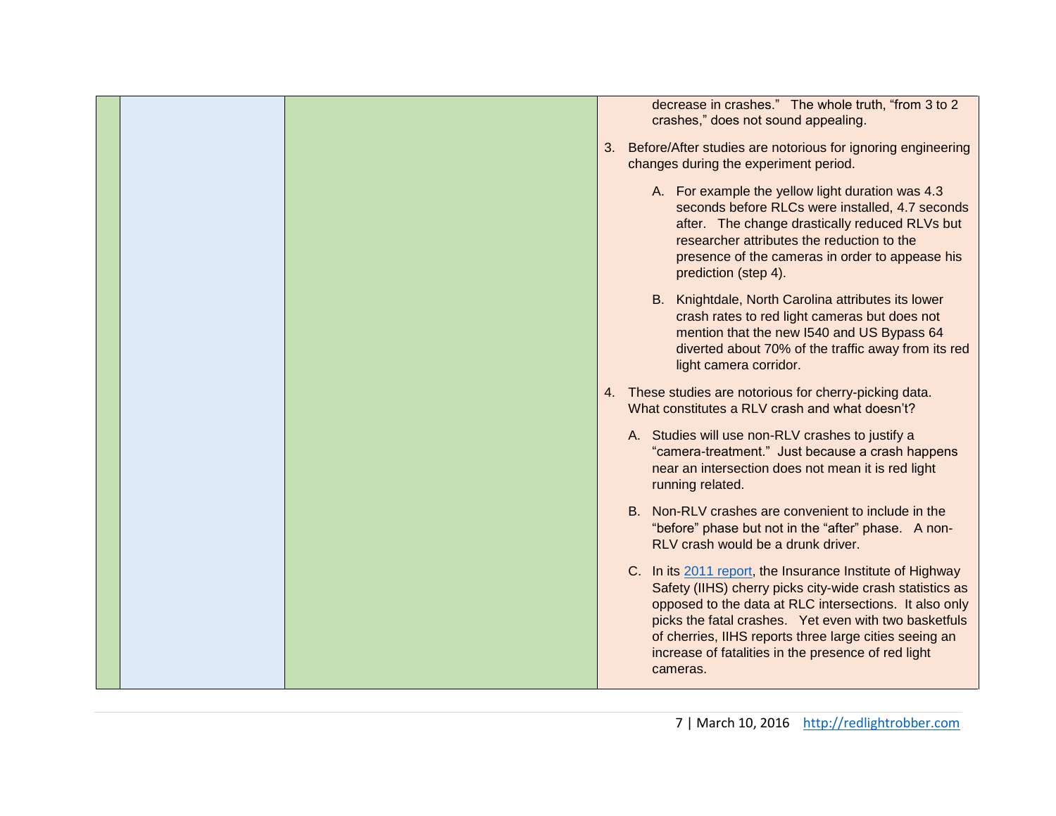| | | | decrease in crashes." The whole truth, "from 3 to 2 crashes," does not sound appealing.<br><br>3. Before/After studies are notorious for ignoring engineering changes during the experiment period.<br><br>A. For example the yellow light duration was 4.3 seconds before RLCs were installed, 4.7 seconds after. The change drastically reduced RLVs but researcher attributes the reduction to the presence of the cameras in order to appease his prediction (step 4).<br><br>B. Knightdale, North Carolina attributes its lower crash rates to red light cameras but does not mention that the new I540 and US Bypass 64 diverted about 70% of the traffic away from its red light camera corridor.<br><br>4. These studies are notorious for cherry-picking data. What constitutes a RLV crash and what doesn't?<br><br>A. Studies will use non-RLV crashes to justify a "camera-treatment." Just because a crash happens near an intersection does not mean it is red light running related.<br><br>B. Non-RLV crashes are convenient to include in the "before" phase but not in the "after" phase. A non-RLV crash would be a drunk driver.<br><br>C. In its 2011 report, the Insurance Institute of Highway Safety (IIHS) cherry picks city-wide crash statistics as opposed to the data at RLC intersections. It also only picks the fatal crashes. Yet even with two basketfuls of cherries, IIHS reports three large cities seeing an increase of fatalities in the presence of red light cameras. |
|---|---|---|---|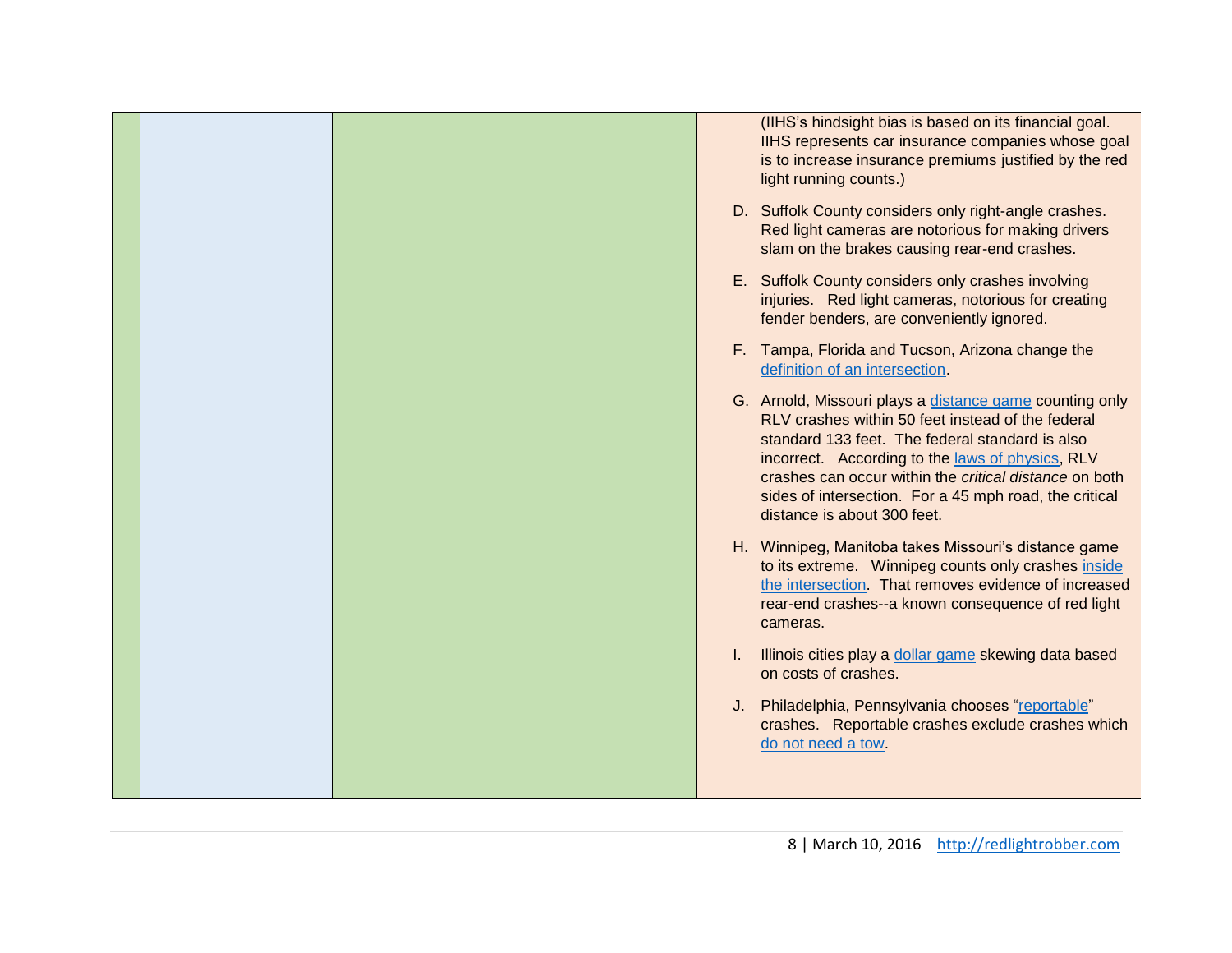| | | | |
|---|---|---|---|
| | | | (IIHS's hindsight bias is based on its financial goal. IIHS represents car insurance companies whose goal is to increase insurance premiums justified by the red light running counts.)<br><br>D. Suffolk County considers only right-angle crashes. Red light cameras are notorious for making drivers slam on the brakes causing rear-end crashes.<br><br>E. Suffolk County considers only crashes involving injuries. Red light cameras, notorious for creating fender benders, are conveniently ignored.<br><br>F. Tampa, Florida and Tucson, Arizona change the definition of an intersection.<br><br>G. Arnold, Missouri plays a distance game counting only RLV crashes within 50 feet instead of the federal standard 133 feet. The federal standard is also incorrect. According to the laws of physics, RLV crashes can occur within the *critical distance* on both sides of intersection. For a 45 mph road, the critical distance is about 300 feet.<br><br>H. Winnipeg, Manitoba takes Missouri's distance game to its extreme. Winnipeg counts only crashes inside the intersection. That removes evidence of increased rear-end crashes--a known consequence of red light cameras.<br><br>I. Illinois cities play a dollar game skewing data based on costs of crashes.<br><br>J. Philadelphia, Pennsylvania chooses "reportable" crashes. Reportable crashes exclude crashes which do not need a tow. |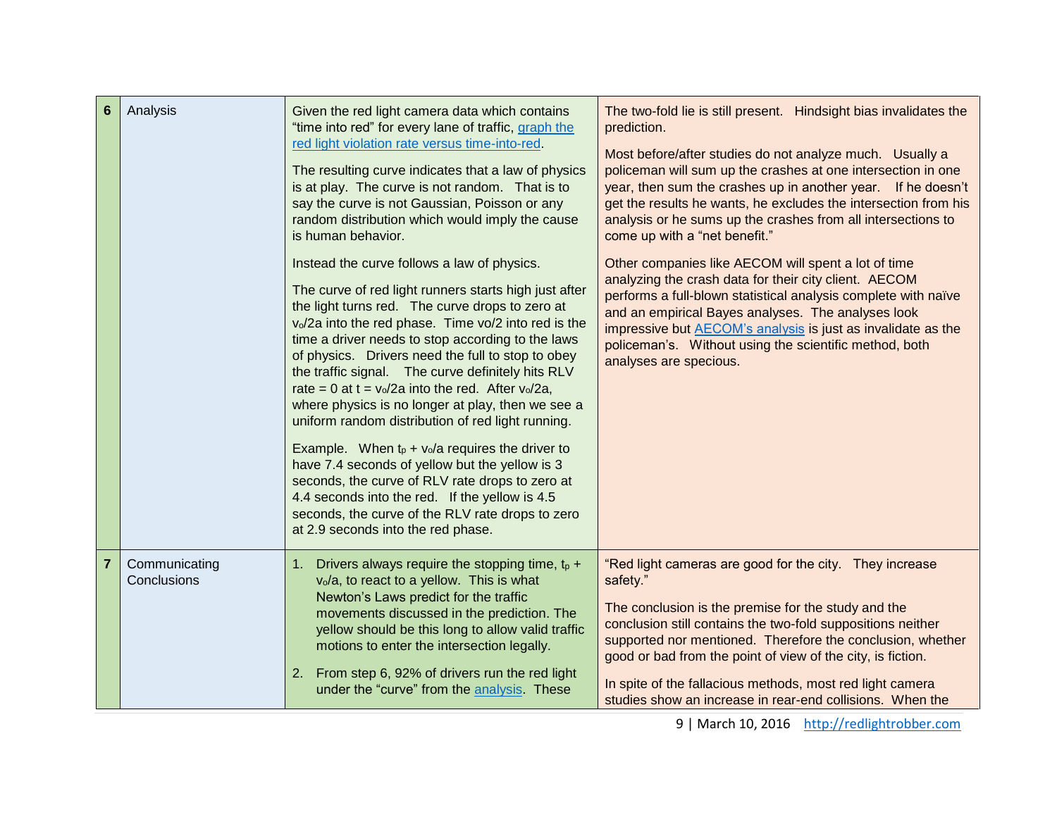| | | | |
|---|---|---|---|
| **6** | Analysis | Given the red light camera data which contains "time into red" for every lane of traffic, graph the red light violation rate versus time-into-red.<br><br>The resulting curve indicates that a law of physics is at play. The curve is not random. That is to say the curve is not Gaussian, Poisson or any random distribution which would imply the cause is human behavior.<br><br>Instead the curve follows a law of physics.<br><br>The curve of red light runners starts high just after the light turns red. The curve drops to zero at $v_o/2a$ into the red phase. Time vo/2 into red is the time a driver needs to stop according to the laws of physics. Drivers need the full to stop to obey the traffic signal. The curve definitely hits RLV rate = 0 at t = $v_o/2a$ into the red. After $v_o/2a$, where physics is no longer at play, then we see a uniform random distribution of red light running.<br><br>Example. When $t_p + v_o/a$ requires the driver to have 7.4 seconds of yellow but the yellow is 3 seconds, the curve of RLV rate drops to zero at 4.4 seconds into the red. If the yellow is 4.5 seconds, the curve of the RLV rate drops to zero at 2.9 seconds into the red phase. | The two-fold lie is still present. Hindsight bias invalidates the prediction.<br><br>Most before/after studies do not analyze much. Usually a policeman will sum up the crashes at one intersection in one year, then sum the crashes up in another year. If he doesn't get the results he wants, he excludes the intersection from his analysis or he sums up the crashes from all intersections to come up with a "net benefit."<br><br>Other companies like AECOM will spent a lot of time analyzing the crash data for their city client. AECOM performs a full-blown statistical analysis complete with naïve and an empirical Bayes analyses. The analyses look impressive but AECOM's analysis is just as invalidate as the policeman's. Without using the scientific method, both analyses are specious. |
| **7** | Communicating Conclusions | 1. Drivers always require the stopping time, $t_p + v_o/a$, to react to a yellow. This is what Newton's Laws predict for the traffic movements discussed in the prediction. The yellow should be this long to allow valid traffic motions to enter the intersection legally.<br><br>2. From step 6, 92% of drivers run the red light under the "curve" from the analysis. These | "Red light cameras are good for the city. They increase safety."<br><br>The conclusion is the premise for the study and the conclusion still contains the two-fold suppositions neither supported nor mentioned. Therefore the conclusion, whether good or bad from the point of view of the city, is fiction.<br><br>In spite of the fallacious methods, most red light camera studies show an increase in rear-end collisions. When the |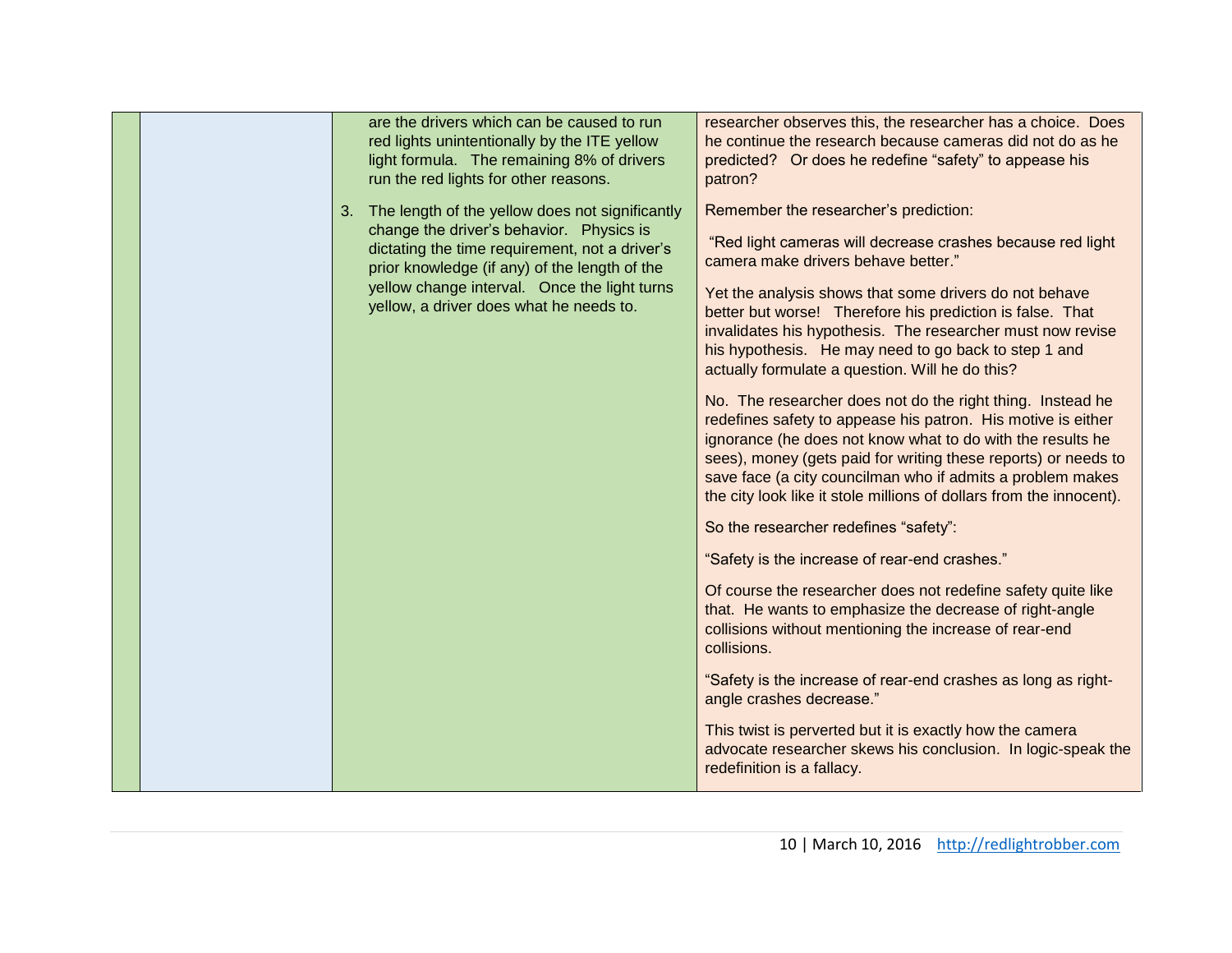| | | | |
|---|---|---|---|
| | | are the drivers which can be caused to run red lights unintentionally by the ITE yellow light formula. The remaining 8% of drivers run the red lights for other reasons.<br><br>3. The length of the yellow does not significantly change the driver's behavior. Physics is dictating the time requirement, not a driver's prior knowledge (if any) of the length of the yellow change interval. Once the light turns yellow, a driver does what he needs to. | researcher observes this, the researcher has a choice. Does he continue the research because cameras did not do as he predicted? Or does he redefine "safety" to appease his patron?<br><br>Remember the researcher's prediction:<br><br>"Red light cameras will decrease crashes because red light camera make drivers behave better."<br><br>Yet the analysis shows that some drivers do not behave better but worse! Therefore his prediction is false. That invalidates his hypothesis. The researcher must now revise his hypothesis. He may need to go back to step 1 and actually formulate a question. Will he do this?<br><br>No. The researcher does not do the right thing. Instead he redefines safety to appease his patron. His motive is either ignorance (he does not know what to do with the results he sees), money (gets paid for writing these reports) or needs to save face (a city councilman who if admits a problem makes the city look like it stole millions of dollars from the innocent).<br><br>So the researcher redefines "safety":<br><br>"Safety is the increase of rear-end crashes."<br><br>Of course the researcher does not redefine safety quite like that. He wants to emphasize the decrease of right-angle collisions without mentioning the increase of rear-end collisions.<br><br>"Safety is the increase of rear-end crashes as long as right-angle crashes decrease."<br><br>This twist is perverted but it is exactly how the camera advocate researcher skews his conclusion. In logic-speak the redefinition is a fallacy. |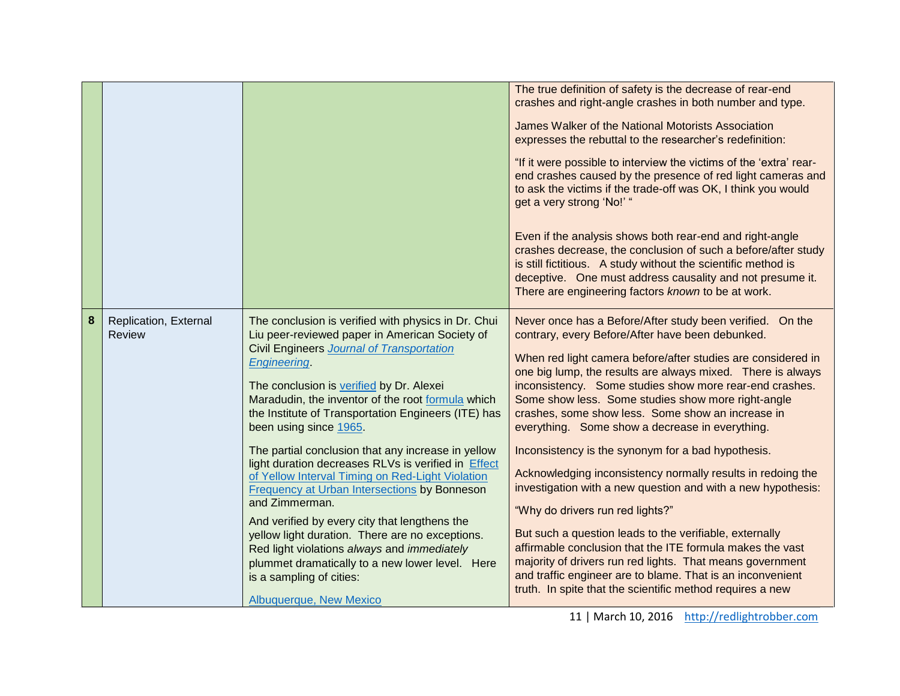|  |  |  |  |
|---|---|---|---|
|  |  |  | The true definition of safety is the decrease of rear-end crashes and right-angle crashes in both number and type.<br><br>James Walker of the National Motorists Association expresses the rebuttal to the researcher's redefinition:<br><br>"If it were possible to interview the victims of the 'extra' rear-end crashes caused by the presence of red light cameras and to ask the victims if the trade-off was OK, I think you would get a very strong 'No!' "<br><br>Even if the analysis shows both rear-end and right-angle crashes decrease, the conclusion of such a before/after study is still fictitious. A study without the scientific method is deceptive. One must address causality and not presume it. There are engineering factors *known* to be at work. |
| **8** | Replication, External Review | The conclusion is verified with physics in Dr. Chui Liu peer-reviewed paper in American Society of Civil Engineers *Journal of Transportation Engineering*.<br><br>The conclusion is verified by Dr. Alexei Maradudin, the inventor of the root formula which the Institute of Transportation Engineers (ITE) has been using since 1965.<br><br>The partial conclusion that any increase in yellow light duration decreases RLVs is verified in Effect of Yellow Interval Timing on Red-Light Violation Frequency at Urban Intersections by Bonneson and Zimmerman.<br><br>And verified by every city that lengthens the yellow light duration. There are no exceptions. Red light violations *always* and *immediately* plummet dramatically to a new lower level. Here is a sampling of cities:<br><br>Albuquerque, New Mexico | Never once has a Before/After study been verified. On the contrary, every Before/After have been debunked.<br><br>When red light camera before/after studies are considered in one big lump, the results are always mixed. There is always inconsistency. Some studies show more rear-end crashes. Some show less. Some studies show more right-angle crashes, some show less. Some show an increase in everything. Some show a decrease in everything.<br><br>Inconsistency is the synonym for a bad hypothesis.<br><br>Acknowledging inconsistency normally results in redoing the investigation with a new question and with a new hypothesis:<br><br>"Why do drivers run red lights?"<br><br>But such a question leads to the verifiable, externally affirmable conclusion that the ITE formula makes the vast majority of drivers run red lights. That means government and traffic engineer are to blame. That is an inconvenient truth. In spite that the scientific method requires a new |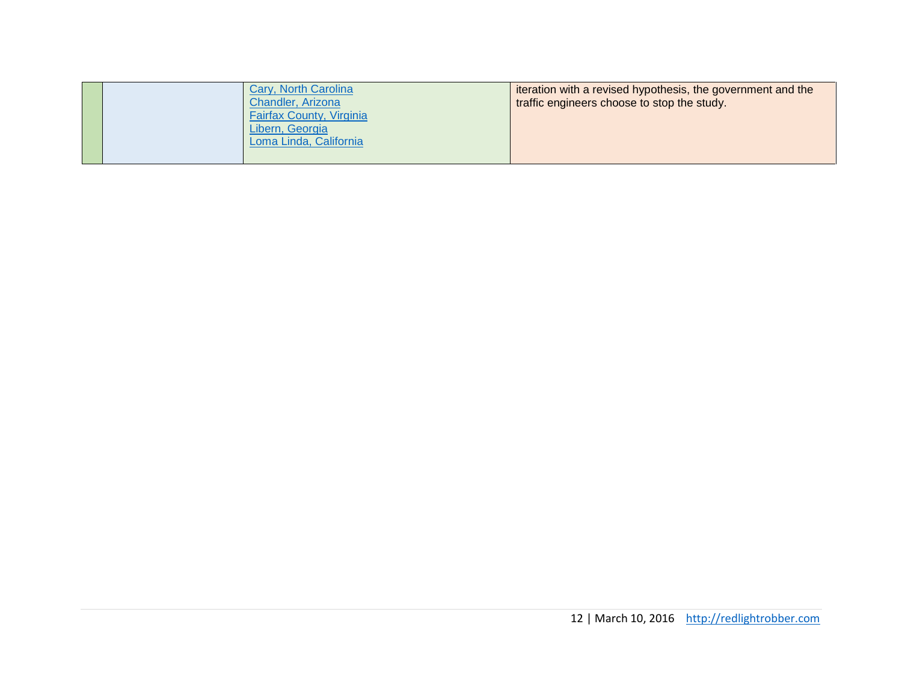| | | | |
|---|---|---|---|
| | | Cary, North Carolina<br>Chandler, Arizona<br>Fairfax County, Virginia<br>Libern, Georgia<br>Loma Linda, California | iteration with a revised hypothesis, the government and the traffic engineers choose to stop the study. |